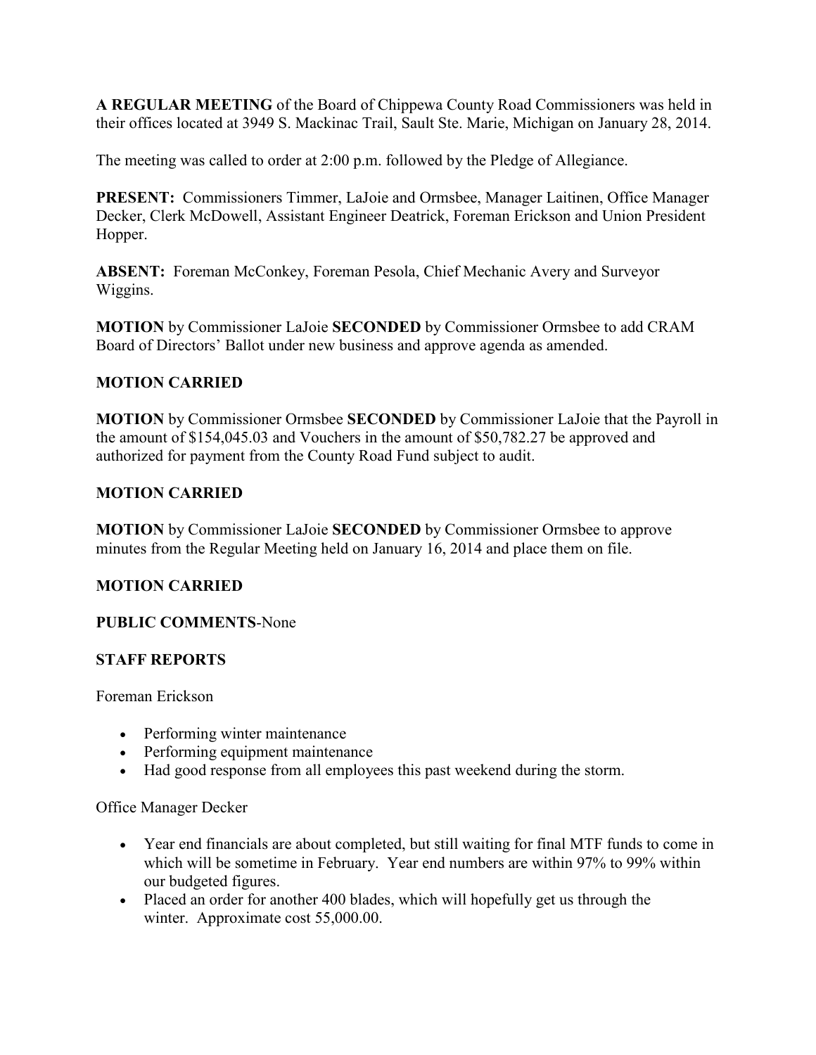**A REGULAR MEETING** of the Board of Chippewa County Road Commissioners was held in their offices located at 3949 S. Mackinac Trail, Sault Ste. Marie, Michigan on January 28, 2014.

The meeting was called to order at 2:00 p.m. followed by the Pledge of Allegiance.

**PRESENT:** Commissioners Timmer, LaJoie and Ormsbee, Manager Laitinen, Office Manager Decker, Clerk McDowell, Assistant Engineer Deatrick, Foreman Erickson and Union President Hopper.

**ABSENT:** Foreman McConkey, Foreman Pesola, Chief Mechanic Avery and Surveyor Wiggins.

**MOTION** by Commissioner LaJoie **SECONDED** by Commissioner Ormsbee to add CRAM Board of Directors' Ballot under new business and approve agenda as amended.

**MOTION CARRIED**

**MOTION** by Commissioner Ormsbee **SECONDED** by Commissioner LaJoie that the Payroll in the amount of $154,045.03 and Vouchers in the amount of $50,782.27 be approved and authorized for payment from the County Road Fund subject to audit.

**MOTION CARRIED**

**MOTION** by Commissioner LaJoie **SECONDED** by Commissioner Ormsbee to approve minutes from the Regular Meeting held on January 16, 2014 and place them on file.

**MOTION CARRIED**

**PUBLIC COMMENTS**-None

**STAFF REPORTS**

Foreman Erickson

- Performing winter maintenance
- Performing equipment maintenance
- Had good response from all employees this past weekend during the storm.

Office Manager Decker

- Year end financials are about completed, but still waiting for final MTF funds to come in which will be sometime in February. Year end numbers are within 97% to 99% within our budgeted figures.
- Placed an order for another 400 blades, which will hopefully get us through the winter. Approximate cost 55,000.00.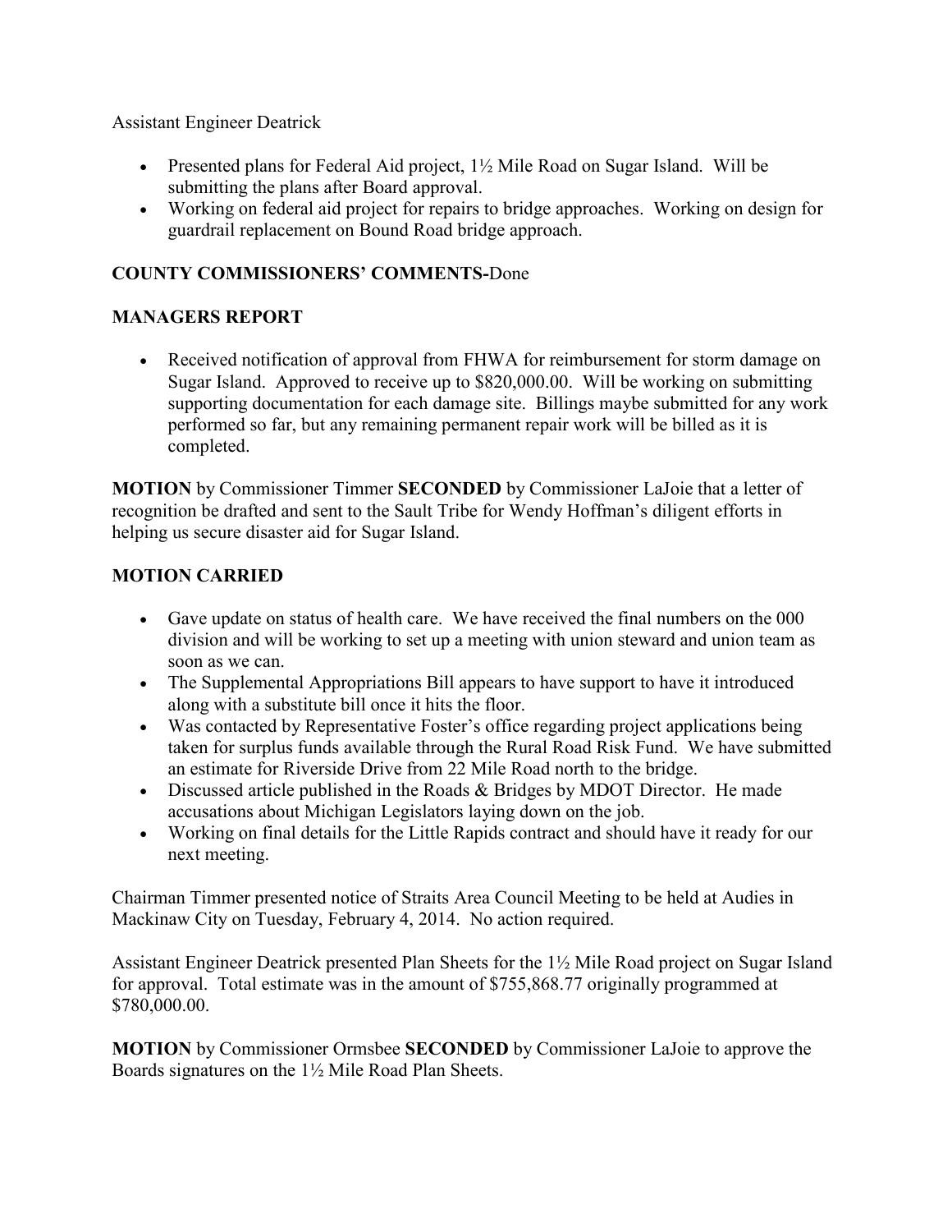Assistant Engineer Deatrick

- Presented plans for Federal Aid project, 1½ Mile Road on Sugar Island. Will be submitting the plans after Board approval.
- Working on federal aid project for repairs to bridge approaches. Working on design for guardrail replacement on Bound Road bridge approach.

**COUNTY COMMISSIONERS' COMMENTS-**Done

**MANAGERS REPORT**

- Received notification of approval from FHWA for reimbursement for storm damage on Sugar Island. Approved to receive up to $820,000.00. Will be working on submitting supporting documentation for each damage site. Billings maybe submitted for any work performed so far, but any remaining permanent repair work will be billed as it is completed.

**MOTION** by Commissioner Timmer **SECONDED** by Commissioner LaJoie that a letter of recognition be drafted and sent to the Sault Tribe for Wendy Hoffman's diligent efforts in helping us secure disaster aid for Sugar Island.

**MOTION CARRIED**

- Gave update on status of health care. We have received the final numbers on the 000 division and will be working to set up a meeting with union steward and union team as soon as we can.
- The Supplemental Appropriations Bill appears to have support to have it introduced along with a substitute bill once it hits the floor.
- Was contacted by Representative Foster's office regarding project applications being taken for surplus funds available through the Rural Road Risk Fund. We have submitted an estimate for Riverside Drive from 22 Mile Road north to the bridge.
- Discussed article published in the Roads & Bridges by MDOT Director. He made accusations about Michigan Legislators laying down on the job.
- Working on final details for the Little Rapids contract and should have it ready for our next meeting.

Chairman Timmer presented notice of Straits Area Council Meeting to be held at Audies in Mackinaw City on Tuesday, February 4, 2014. No action required.

Assistant Engineer Deatrick presented Plan Sheets for the 1½ Mile Road project on Sugar Island for approval. Total estimate was in the amount of $755,868.77 originally programmed at $780,000.00.

**MOTION** by Commissioner Ormsbee **SECONDED** by Commissioner LaJoie to approve the Boards signatures on the 1½ Mile Road Plan Sheets.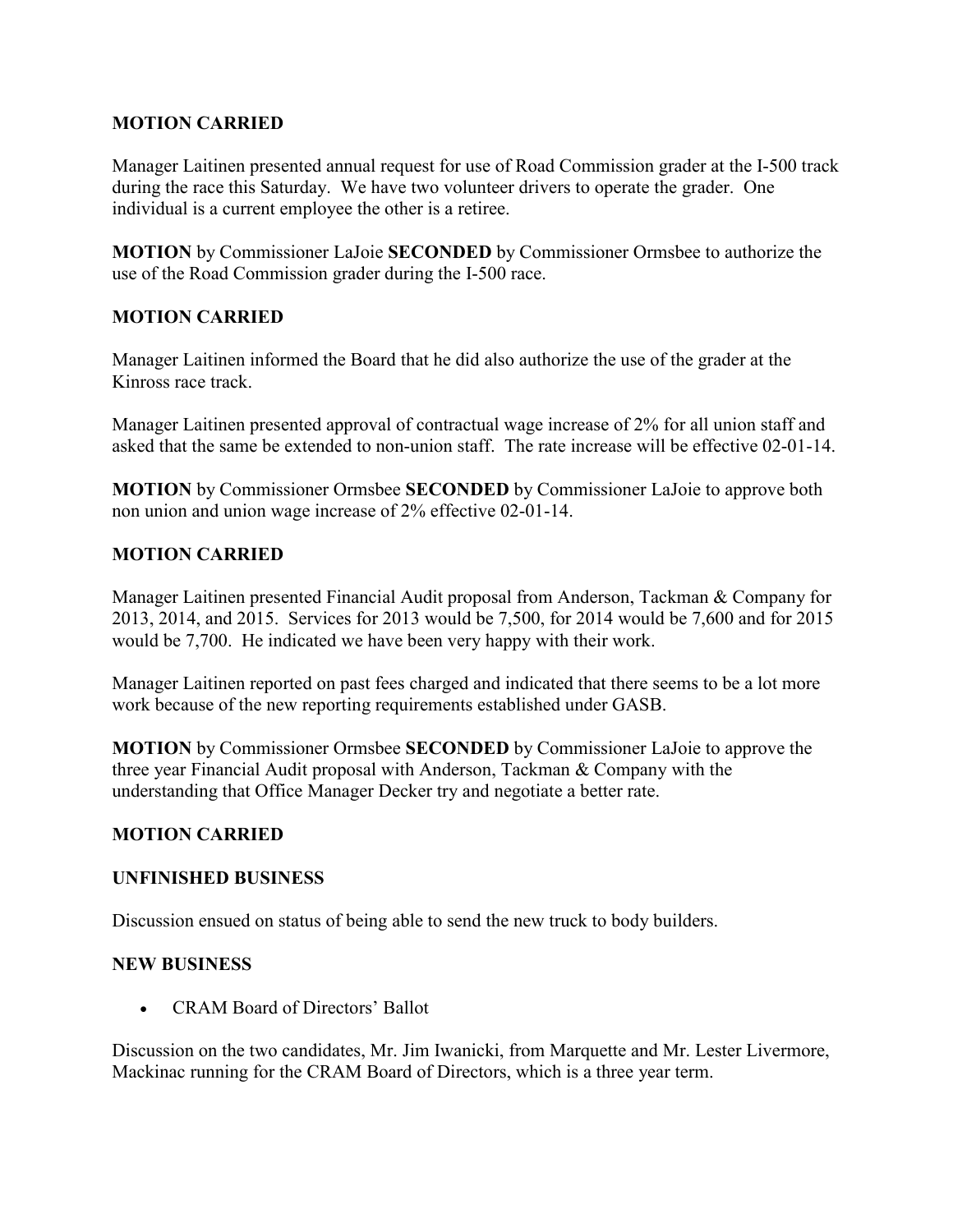**MOTION CARRIED**

Manager Laitinen presented annual request for use of Road Commission grader at the I-500 track during the race this Saturday. We have two volunteer drivers to operate the grader. One individual is a current employee the other is a retiree.

**MOTION** by Commissioner LaJoie **SECONDED** by Commissioner Ormsbee to authorize the use of the Road Commission grader during the I-500 race.

**MOTION CARRIED**

Manager Laitinen informed the Board that he did also authorize the use of the grader at the Kinross race track.

Manager Laitinen presented approval of contractual wage increase of 2% for all union staff and asked that the same be extended to non-union staff. The rate increase will be effective 02-01-14.

**MOTION** by Commissioner Ormsbee **SECONDED** by Commissioner LaJoie to approve both non union and union wage increase of 2% effective 02-01-14.

**MOTION CARRIED**

Manager Laitinen presented Financial Audit proposal from Anderson, Tackman & Company for 2013, 2014, and 2015. Services for 2013 would be 7,500, for 2014 would be 7,600 and for 2015 would be 7,700. He indicated we have been very happy with their work.

Manager Laitinen reported on past fees charged and indicated that there seems to be a lot more work because of the new reporting requirements established under GASB.

**MOTION** by Commissioner Ormsbee **SECONDED** by Commissioner LaJoie to approve the three year Financial Audit proposal with Anderson, Tackman & Company with the understanding that Office Manager Decker try and negotiate a better rate.

**MOTION CARRIED**

**UNFINISHED BUSINESS**

Discussion ensued on status of being able to send the new truck to body builders.

**NEW BUSINESS**

- CRAM Board of Directors' Ballot

Discussion on the two candidates, Mr. Jim Iwanicki, from Marquette and Mr. Lester Livermore, Mackinac running for the CRAM Board of Directors, which is a three year term.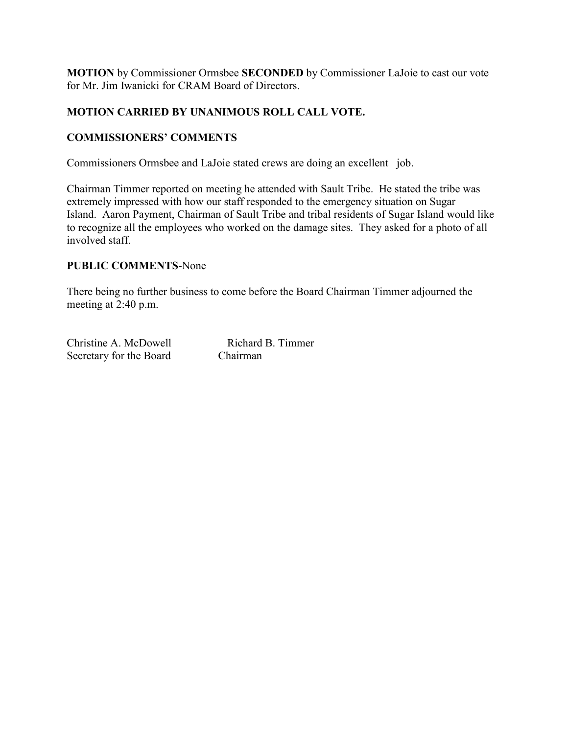**MOTION** by Commissioner Ormsbee **SECONDED** by Commissioner LaJoie to cast our vote for Mr. Jim Iwanicki for CRAM Board of Directors.

**MOTION CARRIED BY UNANIMOUS ROLL CALL VOTE.**

**COMMISSIONERS' COMMENTS**

Commissioners Ormsbee and LaJoie stated crews are doing an excellent job.

Chairman Timmer reported on meeting he attended with Sault Tribe. He stated the tribe was extremely impressed with how our staff responded to the emergency situation on Sugar Island. Aaron Payment, Chairman of Sault Tribe and tribal residents of Sugar Island would like to recognize all the employees who worked on the damage sites. They asked for a photo of all involved staff.

**PUBLIC COMMENTS**-None

There being no further business to come before the Board Chairman Timmer adjourned the meeting at 2:40 p.m.

Christine A. McDowell
Secretary for the Board

Richard B. Timmer
Chairman